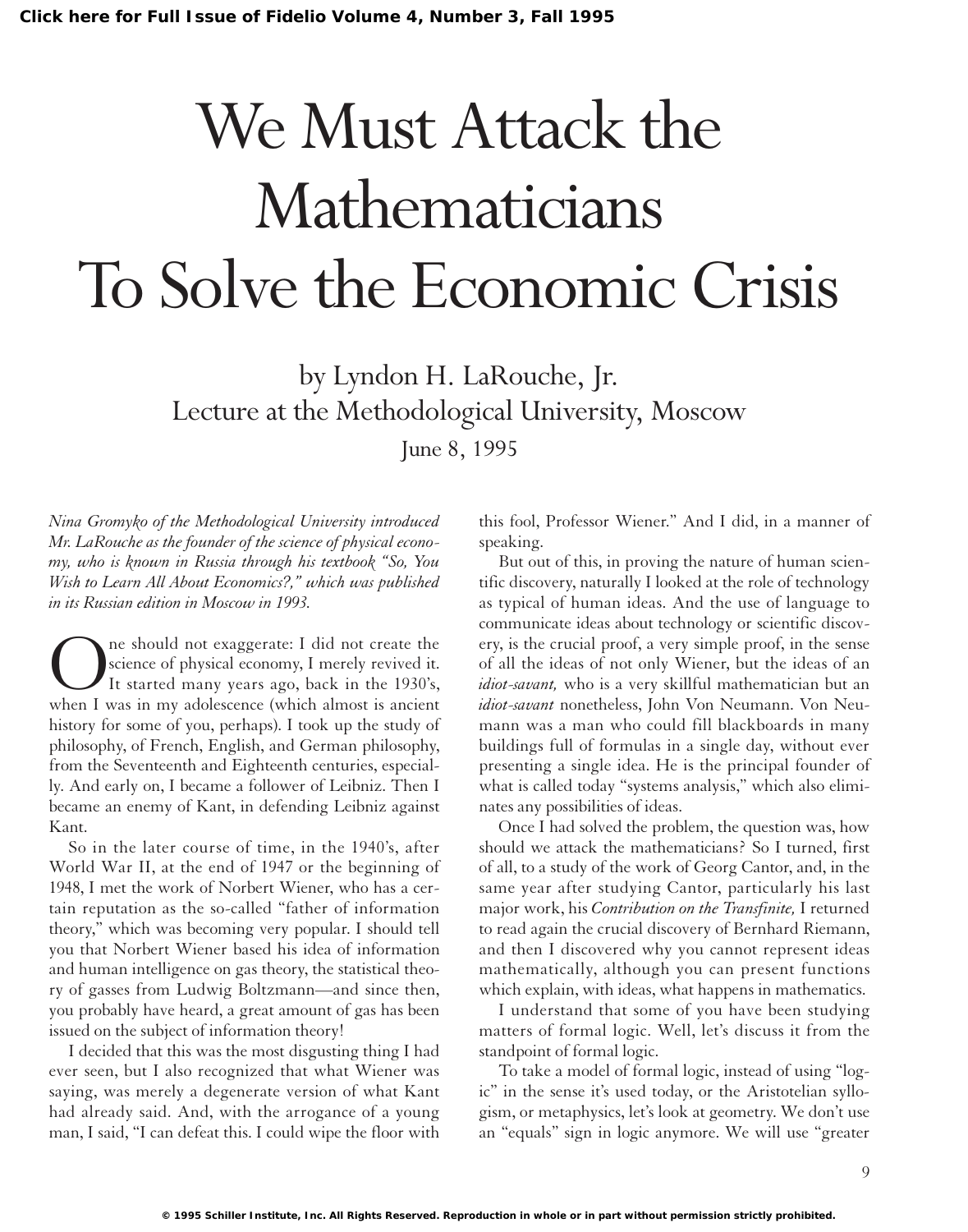# We Must Attack the Mathematicians To Solve the Economic Crisis

by Lyndon H. LaRouche, Jr.
Lecture at the Methodological University, Moscow
June 8, 1995

*Nina Gromyko of the Methodological University introduced Mr. LaRouche as the founder of the science of physical economy, who is known in Russia through his textbook "So, You Wish to Learn All About Economics?," which was published in its Russian edition in Moscow in 1993.*

One should not exaggerate: I did not create the science of physical economy, I merely revived it. It started many years ago, back in the 1930's, when I was in my adolescence (which almost is ancient history for some of you, perhaps). I took up the study of philosophy, of French, English, and German philosophy, from the Seventeenth and Eighteenth centuries, especially. And early on, I became a follower of Leibniz. Then I became an enemy of Kant, in defending Leibniz against Kant.

So in the later course of time, in the 1940's, after World War II, at the end of 1947 or the beginning of 1948, I met the work of Norbert Wiener, who has a certain reputation as the so-called "father of information theory," which was becoming very popular. I should tell you that Norbert Wiener based his idea of information and human intelligence on gas theory, the statistical theory of gasses from Ludwig Boltzmann—and since then, you probably have heard, a great amount of gas has been issued on the subject of information theory!

I decided that this was the most disgusting thing I had ever seen, but I also recognized that what Wiener was saying, was merely a degenerate version of what Kant had already said. And, with the arrogance of a young man, I said, "I can defeat this. I could wipe the floor with this fool, Professor Wiener." And I did, in a manner of speaking.

But out of this, in proving the nature of human scientific discovery, naturally I looked at the role of technology as typical of human ideas. And the use of language to communicate ideas about technology or scientific discovery, is the crucial proof, a very simple proof, in the sense of all the ideas of not only Wiener, but the ideas of an *idiot-savant,* who is a very skillful mathematician but an *idiot-savant* nonetheless, John Von Neumann. Von Neumann was a man who could fill blackboards in many buildings full of formulas in a single day, without ever presenting a single idea. He is the principal founder of what is called today "systems analysis," which also eliminates any possibilities of ideas.

Once I had solved the problem, the question was, how should we attack the mathematicians? So I turned, first of all, to a study of the work of Georg Cantor, and, in the same year after studying Cantor, particularly his last major work, his *Contribution on the Transfinite,* I returned to read again the crucial discovery of Bernhard Riemann, and then I discovered why you cannot represent ideas mathematically, although you can present functions which explain, with ideas, what happens in mathematics.

I understand that some of you have been studying matters of formal logic. Well, let's discuss it from the standpoint of formal logic.

To take a model of formal logic, instead of using "logic" in the sense it's used today, or the Aristotelian syllogism, or metaphysics, let's look at geometry. We don't use an "equals" sign in logic anymore. We will use "greater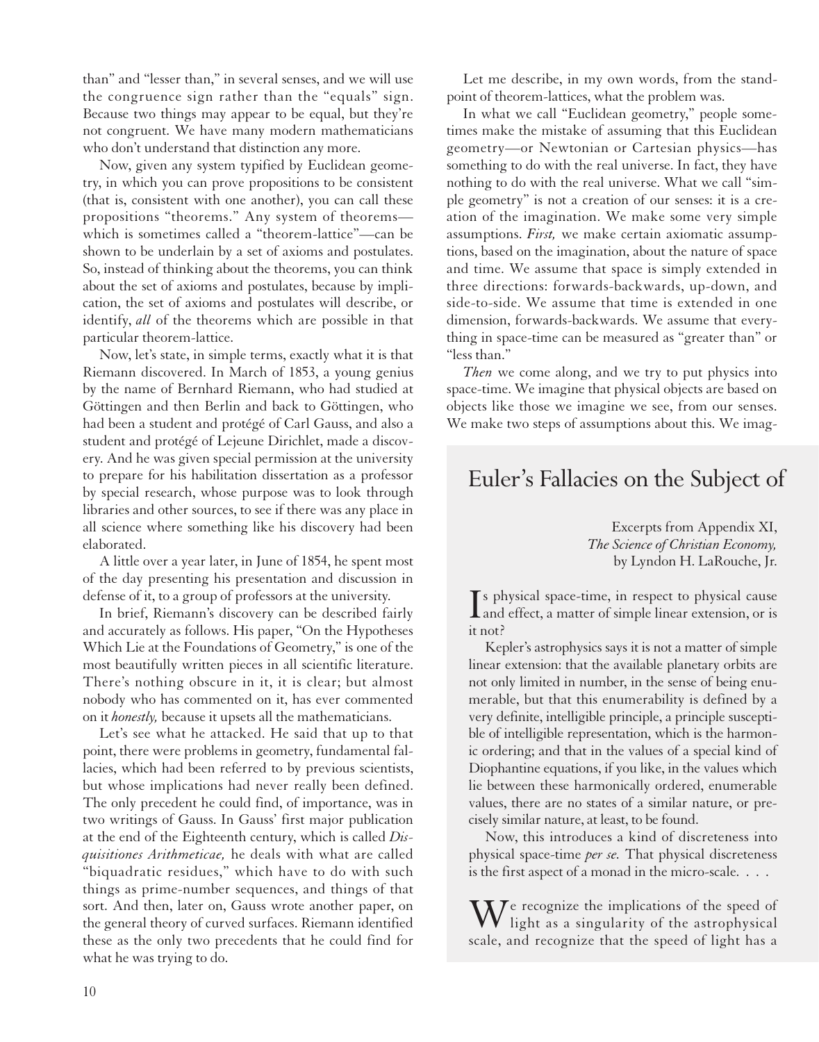than" and "lesser than," in several senses, and we will use the congruence sign rather than the "equals" sign. Because two things may appear to be equal, but they're not congruent. We have many modern mathematicians who don't understand that distinction any more.

Now, given any system typified by Euclidean geometry, in which you can prove propositions to be consistent (that is, consistent with one another), you can call these propositions "theorems." Any system of theorems—which is sometimes called a "theorem-lattice"—can be shown to be underlain by a set of axioms and postulates. So, instead of thinking about the theorems, you can think about the set of axioms and postulates, because by implication, the set of axioms and postulates will describe, or identify, *all* of the theorems which are possible in that particular theorem-lattice.

Now, let's state, in simple terms, exactly what it is that Riemann discovered. In March of 1853, a young genius by the name of Bernhard Riemann, who had studied at Göttingen and then Berlin and back to Göttingen, who had been a student and protégé of Carl Gauss, and also a student and protégé of Lejeune Dirichlet, made a discovery. And he was given special permission at the university to prepare for his habilitation dissertation as a professor by special research, whose purpose was to look through libraries and other sources, to see if there was any place in all science where something like his discovery had been elaborated.

A little over a year later, in June of 1854, he spent most of the day presenting his presentation and discussion in defense of it, to a group of professors at the university.

In brief, Riemann's discovery can be described fairly and accurately as follows. His paper, "On the Hypotheses Which Lie at the Foundations of Geometry," is one of the most beautifully written pieces in all scientific literature. There's nothing obscure in it, it is clear; but almost nobody who has commented on it, has ever commented on it *honestly,* because it upsets all the mathematicians.

Let's see what he attacked. He said that up to that point, there were problems in geometry, fundamental fallacies, which had been referred to by previous scientists, but whose implications had never really been defined. The only precedent he could find, of importance, was in two writings of Gauss. In Gauss' first major publication at the end of the Eighteenth century, which is called *Disquisitiones Arithmeticae,* he deals with what are called "biquadratic residues," which have to do with such things as prime-number sequences, and things of that sort. And then, later on, Gauss wrote another paper, on the general theory of curved surfaces. Riemann identified these as the only two precedents that he could find for what he was trying to do.

Let me describe, in my own words, from the standpoint of theorem-lattices, what the problem was.

In what we call "Euclidean geometry," people sometimes make the mistake of assuming that this Euclidean geometry—or Newtonian or Cartesian physics—has something to do with the real universe. In fact, they have nothing to do with the real universe. What we call "simple geometry" is not a creation of our senses: it is a creation of the imagination. We make some very simple assumptions. *First,* we make certain axiomatic assumptions, based on the imagination, about the nature of space and time. We assume that space is simply extended in three directions: forwards-backwards, up-down, and side-to-side. We assume that time is extended in one dimension, forwards-backwards. We assume that everything in space-time can be measured as "greater than" or "less than."

*Then* we come along, and we try to put physics into space-time. We imagine that physical objects are based on objects like those we imagine we see, from our senses. We make two steps of assumptions about this. We imag-

## Euler's Fallacies on the Subject of

Excerpts from Appendix XI, *The Science of Christian Economy,* by Lyndon H. LaRouche, Jr.

Is physical space-time, in respect to physical cause and effect, a matter of simple linear extension, or is it not?

Kepler's astrophysics says it is not a matter of simple linear extension: that the available planetary orbits are not only limited in number, in the sense of being enumerable, but that this enumerability is defined by a very definite, intelligible principle, a principle susceptible of intelligible representation, which is the harmonic ordering; and that in the values of a special kind of Diophantine equations, if you like, in the values which lie between these harmonically ordered, enumerable values, there are no states of a similar nature, or precisely similar nature, at least, to be found.

Now, this introduces a kind of discreteness into physical space-time *per se.* That physical discreteness is the first aspect of a monad in the micro-scale. . . .

We recognize the implications of the speed of light as a singularity of the astrophysical scale, and recognize that the speed of light has a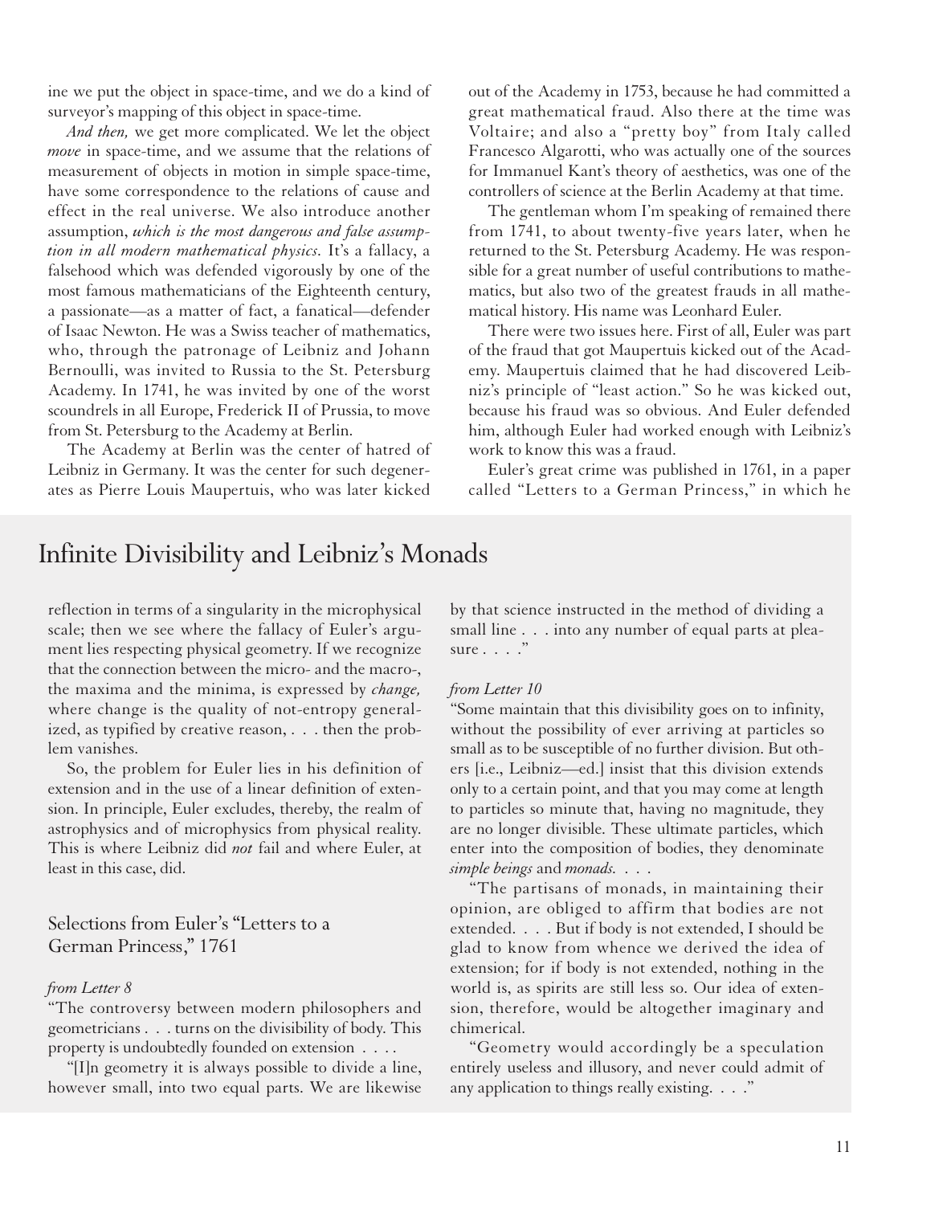ine we put the object in space-time, and we do a kind of surveyor's mapping of this object in space-time.

*And then,* we get more complicated. We let the object *move* in space-time, and we assume that the relations of measurement of objects in motion in simple space-time, have some correspondence to the relations of cause and effect in the real universe. We also introduce another assumption, *which is the most dangerous and false assumption in all modern mathematical physics.* It's a fallacy, a falsehood which was defended vigorously by one of the most famous mathematicians of the Eighteenth century, a passionate—as a matter of fact, a fanatical—defender of Isaac Newton. He was a Swiss teacher of mathematics, who, through the patronage of Leibniz and Johann Bernoulli, was invited to Russia to the St. Petersburg Academy. In 1741, he was invited by one of the worst scoundrels in all Europe, Frederick II of Prussia, to move from St. Petersburg to the Academy at Berlin.

The Academy at Berlin was the center of hatred of Leibniz in Germany. It was the center for such degenerates as Pierre Louis Maupertuis, who was later kicked out of the Academy in 1753, because he had committed a great mathematical fraud. Also there at the time was Voltaire; and also a "pretty boy" from Italy called Francesco Algarotti, who was actually one of the sources for Immanuel Kant's theory of aesthetics, was one of the controllers of science at the Berlin Academy at that time.

The gentleman whom I'm speaking of remained there from 1741, to about twenty-five years later, when he returned to the St. Petersburg Academy. He was responsible for a great number of useful contributions to mathematics, but also two of the greatest frauds in all mathematical history. His name was Leonhard Euler.

There were two issues here. First of all, Euler was part of the fraud that got Maupertuis kicked out of the Academy. Maupertuis claimed that he had discovered Leibniz's principle of "least action." So he was kicked out, because his fraud was so obvious. And Euler defended him, although Euler had worked enough with Leibniz's work to know this was a fraud.

Euler's great crime was published in 1761, in a paper called "Letters to a German Princess," in which he

## Infinite Divisibility and Leibniz's Monads

reflection in terms of a singularity in the microphysical scale; then we see where the fallacy of Euler's argument lies respecting physical geometry. If we recognize that the connection between the micro- and the macro-, the maxima and the minima, is expressed by *change,* where change is the quality of not-entropy generalized, as typified by creative reason, . . . then the problem vanishes.

So, the problem for Euler lies in his definition of extension and in the use of a linear definition of extension. In principle, Euler excludes, thereby, the realm of astrophysics and of microphysics from physical reality. This is where Leibniz did *not* fail and where Euler, at least in this case, did.

### Selections from Euler's "Letters to a German Princess," 1761

*from Letter 8*

"The controversy between modern philosophers and geometricians . . . turns on the divisibility of body. This property is undoubtedly founded on extension . . . .

"[I]n geometry it is always possible to divide a line, however small, into two equal parts. We are likewise by that science instructed in the method of dividing a small line . . . into any number of equal parts at pleasure . . . ."

*from Letter 10*

"Some maintain that this divisibility goes on to infinity, without the possibility of ever arriving at particles so small as to be susceptible of no further division. But others [i.e., Leibniz—ed.] insist that this division extends only to a certain point, and that you may come at length to particles so minute that, having no magnitude, they are no longer divisible. These ultimate particles, which enter into the composition of bodies, they denominate *simple beings* and *monads.* . . .

"The partisans of monads, in maintaining their opinion, are obliged to affirm that bodies are not extended. . . . But if body is not extended, I should be glad to know from whence we derived the idea of extension; for if body is not extended, nothing in the world is, as spirits are still less so. Our idea of extension, therefore, would be altogether imaginary and chimerical.

"Geometry would accordingly be a speculation entirely useless and illusory, and never could admit of any application to things really existing. . . ."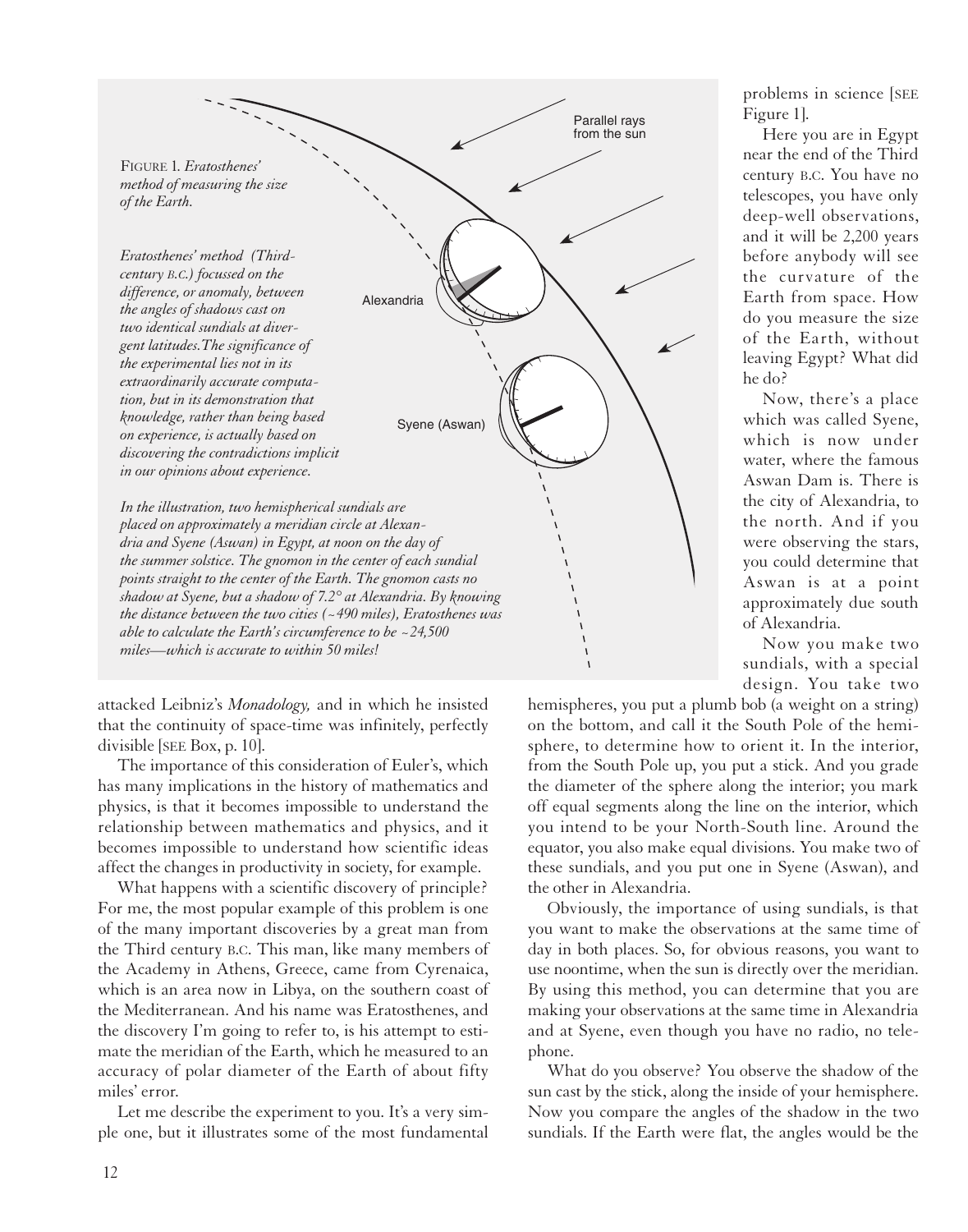FIGURE 1. *Eratosthenes' method of measuring the size of the Earth.*

*Eratosthenes' method (Third-century B.C.) focussed on the difference, or anomaly, between the angles of shadows cast on two identical sundials at divergent latitudes. The significance of the experimental lies not in its extraordinarily accurate computation, but in its demonstration that knowledge, rather than being based on experience, is actually based on discovering the contradictions implicit in our opinions about experience.*

*In the illustration, two hemispherical sundials are placed on approximately a meridian circle at Alexandria and Syene (Aswan) in Egypt, at noon on the day of the summer solstice. The gnomon in the center of each sundial points straight to the center of the Earth. The gnomon casts no shadow at Syene, but a shadow of 7.2° at Alexandria. By knowing the distance between the two cities (~490 miles), Eratosthenes was able to calculate the Earth's circumference to be ~24,500 miles—which is accurate to within 50 miles!*

attacked Leibniz's *Monadology,* and in which he insisted that the continuity of space-time was infinitely, perfectly divisible [SEE Box, p. 10].

The importance of this consideration of Euler's, which has many implications in the history of mathematics and physics, is that it becomes impossible to understand the relationship between mathematics and physics, and it becomes impossible to understand how scientific ideas affect the changes in productivity in society, for example.

What happens with a scientific discovery of principle? For me, the most popular example of this problem is one of the many important discoveries by a great man from the Third century B.C. This man, like many members of the Academy in Athens, Greece, came from Cyrenaica, which is an area now in Libya, on the southern coast of the Mediterranean. And his name was Eratosthenes, and the discovery I'm going to refer to, is his attempt to estimate the meridian of the Earth, which he measured to an accuracy of polar diameter of the Earth of about fifty miles' error.

Let me describe the experiment to you. It's a very simple one, but it illustrates some of the most fundamental problems in science [SEE Figure 1].

Here you are in Egypt near the end of the Third century B.C. You have no telescopes, you have only deep-well observations, and it will be 2,200 years before anybody will see the curvature of the Earth from space. How do you measure the size of the Earth, without leaving Egypt? What did he do?

Now, there's a place which was called Syene, which is now under water, where the famous Aswan Dam is. There is the city of Alexandria, to the north. And if you were observing the stars, you could determine that Aswan is at a point approximately due south of Alexandria.

Now you make two sundials, with a special design. You take two hemispheres, you put a plumb bob (a weight on a string) on the bottom, and call it the South Pole of the hemisphere, to determine how to orient it. In the interior, from the South Pole up, you put a stick. And you grade the diameter of the sphere along the interior; you mark off equal segments along the line on the interior, which you intend to be your North-South line. Around the equator, you also make equal divisions. You make two of these sundials, and you put one in Syene (Aswan), and the other in Alexandria.

Obviously, the importance of using sundials, is that you want to make the observations at the same time of day in both places. So, for obvious reasons, you want to use noontime, when the sun is directly over the meridian. By using this method, you can determine that you are making your observations at the same time in Alexandria and at Syene, even though you have no radio, no telephone.

What do you observe? You observe the shadow of the sun cast by the stick, along the inside of your hemisphere. Now you compare the angles of the shadow in the two sundials. If the Earth were flat, the angles would be the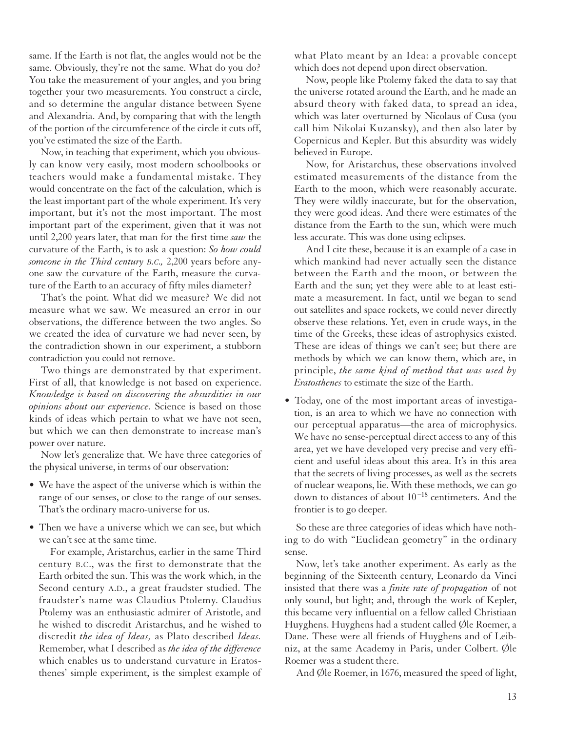same. If the Earth is not flat, the angles would not be the same. Obviously, they're not the same. What do you do? You take the measurement of your angles, and you bring together your two measurements. You construct a circle, and so determine the angular distance between Syene and Alexandria. And, by comparing that with the length of the portion of the circumference of the circle it cuts off, you've estimated the size of the Earth.

Now, in teaching that experiment, which you obviously can know very easily, most modern schoolbooks or teachers would make a fundamental mistake. They would concentrate on the fact of the calculation, which is the least important part of the whole experiment. It's very important, but it's not the most important. The most important part of the experiment, given that it was not until 2,200 years later, that man for the first time *saw* the curvature of the Earth, is to ask a question: *So how could someone in the Third century B.C.,* 2,200 years before anyone saw the curvature of the Earth, measure the curvature of the Earth to an accuracy of fifty miles diameter?

That's the point. What did we measure? We did not measure what we saw. We measured an error in our observations, the difference between the two angles. So we created the idea of curvature we had never seen, by the contradiction shown in our experiment, a stubborn contradiction you could not remove.

Two things are demonstrated by that experiment. First of all, that knowledge is not based on experience. *Knowledge is based on discovering the absurdities in our opinions about our experience.* Science is based on those kinds of ideas which pertain to what we have not seen, but which we can then demonstrate to increase man's power over nature.

Now let's generalize that. We have three categories of the physical universe, in terms of our observation:

- We have the aspect of the universe which is within the range of our senses, or close to the range of our senses. That's the ordinary macro-universe for us.
- Then we have a universe which we can see, but which we can't see at the same time.

  For example, Aristarchus, earlier in the same Third century B.C., was the first to demonstrate that the Earth orbited the sun. This was the work which, in the Second century A.D., a great fraudster studied. The fraudster's name was Claudius Ptolemy. Claudius Ptolemy was an enthusiastic admirer of Aristotle, and he wished to discredit Aristarchus, and he wished to discredit *the idea of Ideas,* as Plato described *Ideas.* Remember, what I described as *the idea of the difference* which enables us to understand curvature in Eratosthenes' simple experiment, is the simplest example of what Plato meant by an Idea: a provable concept which does not depend upon direct observation.

  Now, people like Ptolemy faked the data to say that the universe rotated around the Earth, and he made an absurd theory with faked data, to spread an idea, which was later overturned by Nicolaus of Cusa (you call him Nikolai Kuzansky), and then also later by Copernicus and Kepler. But this absurdity was widely believed in Europe.

  Now, for Aristarchus, these observations involved estimated measurements of the distance from the Earth to the moon, which were reasonably accurate. They were wildly inaccurate, but for the observation, they were good ideas. And there were estimates of the distance from the Earth to the sun, which were much less accurate. This was done using eclipses.

  And I cite these, because it is an example of a case in which mankind had never actually seen the distance between the Earth and the moon, or between the Earth and the sun; yet they were able to at least estimate a measurement. In fact, until we began to send out satellites and space rockets, we could never directly observe these relations. Yet, even in crude ways, in the time of the Greeks, these ideas of astrophysics existed. These are ideas of things we can't see; but there are methods by which we can know them, which are, in principle, *the same kind of method that was used by Eratosthenes* to estimate the size of the Earth.
- Today, one of the most important areas of investigation, is an area to which we have no connection with our perceptual apparatus—the area of microphysics. We have no sense-perceptual direct access to any of this area, yet we have developed very precise and very efficient and useful ideas about this area. It's in this area that the secrets of living processes, as well as the secrets of nuclear weapons, lie. With these methods, we can go down to distances of about $10^{-18}$ centimeters. And the frontier is to go deeper.

So these are three categories of ideas which have nothing to do with "Euclidean geometry" in the ordinary sense.

Now, let's take another experiment. As early as the beginning of the Sixteenth century, Leonardo da Vinci insisted that there was a *finite rate of propagation* of not only sound, but light; and, through the work of Kepler, this became very influential on a fellow called Christiaan Huyghens. Huyghens had a student called Øle Roemer, a Dane. These were all friends of Huyghens and of Leibniz, at the same Academy in Paris, under Colbert. Øle Roemer was a student there.

And Øle Roemer, in 1676, measured the speed of light,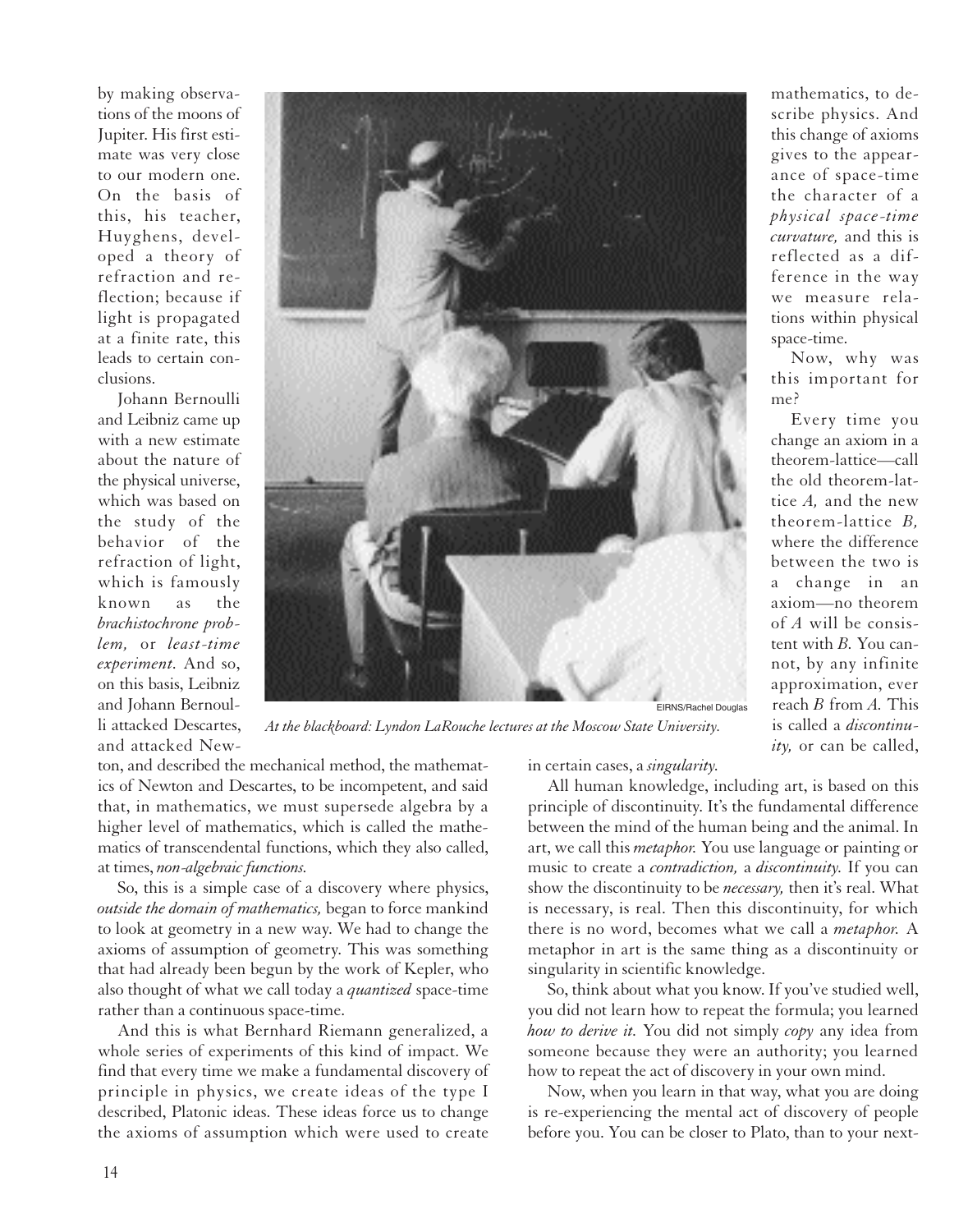by making observations of the moons of Jupiter. His first estimate was very close to our modern one. On the basis of this, his teacher, Huyghens, developed a theory of refraction and reflection; because if light is propagated at a finite rate, this leads to certain conclusions.

Johann Bernoulli and Leibniz came up with a new estimate about the nature of the physical universe, which was based on the study of the behavior of the refraction of light, which is famously known as the *brachistochrone problem,* or *least-time experiment.* And so, on this basis, Leibniz and Johann Bernoulli attacked Descartes, and attacked Newton, and described the mechanical method, the mathematics of Newton and Descartes, to be incompetent, and said that, in mathematics, we must supersede algebra by a higher level of mathematics, which is called the mathematics of transcendental functions, which they also called, at times, *non-algebraic functions.*

So, this is a simple case of a discovery where physics, *outside the domain of mathematics,* began to force mankind to look at geometry in a new way. We had to change the axioms of assumption of geometry. This was something that had already been begun by the work of Kepler, who also thought of what we call today a *quantized* space-time rather than a continuous space-time.

And this is what Bernhard Riemann generalized, a whole series of experiments of this kind of impact. We find that every time we make a fundamental discovery of principle in physics, we create ideas of the type I described, Platonic ideas. These ideas force us to change the axioms of assumption which were used to create mathematics, to describe physics. And this change of axioms gives to the appearance of space-time the character of a *physical space-time curvature,* and this is reflected as a difference in the way we measure relations within physical space-time.

EIRNS/Rachel Douglas

*At the blackboard: Lyndon LaRouche lectures at the Moscow State University.*

Now, why was this important for me?

Every time you change an axiom in a theorem-lattice—call the old theorem-lattice *A,* and the new theorem-lattice *B,* where the difference between the two is a change in an axiom—no theorem of *A* will be consistent with *B.* You cannot, by any infinite approximation, ever reach *B* from *A.* This is called a *discontinuity,* or can be called, in certain cases, a *singularity.*

All human knowledge, including art, is based on this principle of discontinuity. It's the fundamental difference between the mind of the human being and the animal. In art, we call this *metaphor.* You use language or painting or music to create a *contradiction,* a *discontinuity.* If you can show the discontinuity to be *necessary,* then it's real. What is necessary, is real. Then this discontinuity, for which there is no word, becomes what we call a *metaphor.* A metaphor in art is the same thing as a discontinuity or singularity in scientific knowledge.

So, think about what you know. If you've studied well, you did not learn how to repeat the formula; you learned *how to derive it.* You did not simply *copy* any idea from someone because they were an authority; you learned how to repeat the act of discovery in your own mind.

Now, when you learn in that way, what you are doing is re-experiencing the mental act of discovery of people before you. You can be closer to Plato, than to your next-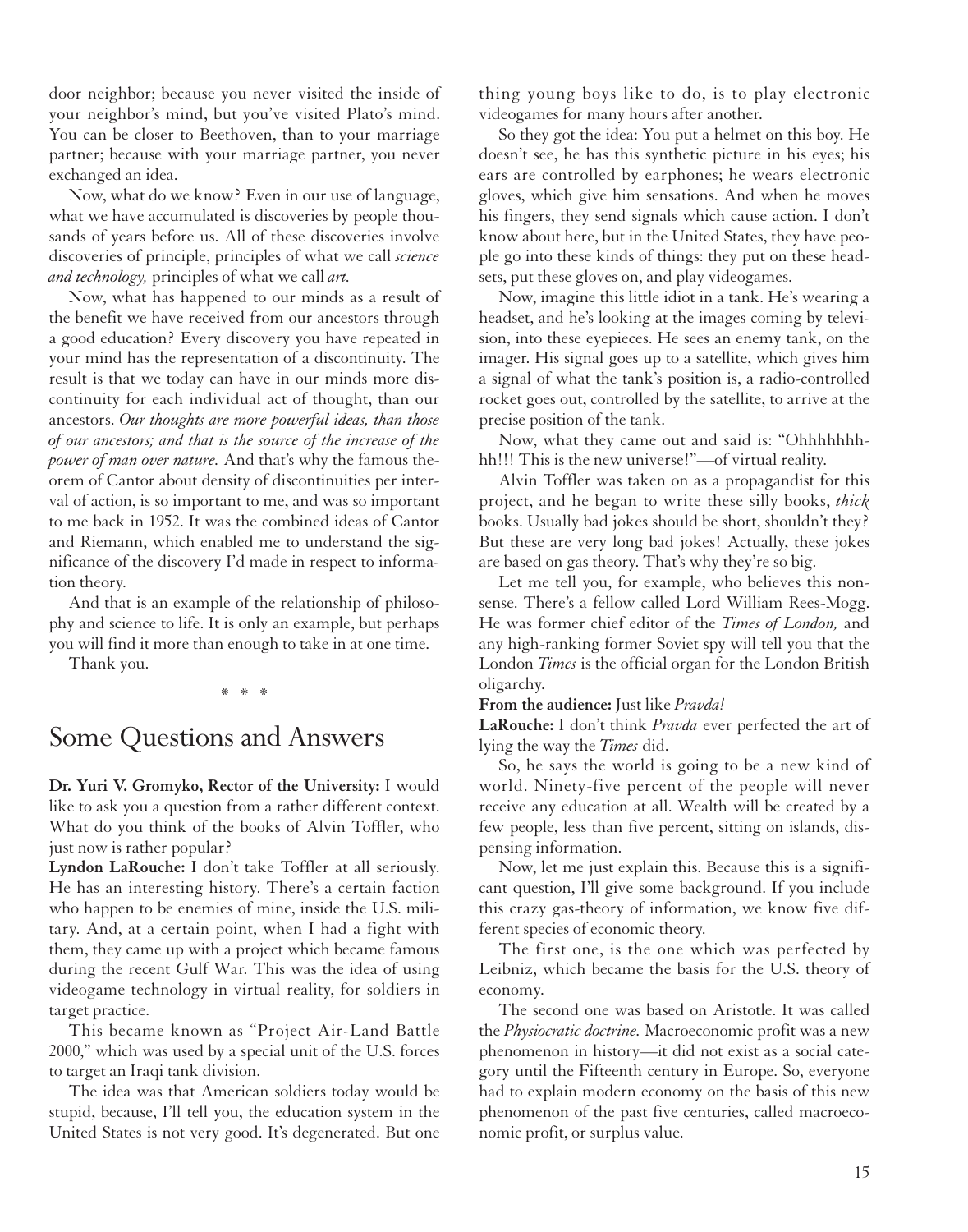door neighbor; because you never visited the inside of your neighbor's mind, but you've visited Plato's mind. You can be closer to Beethoven, than to your marriage partner; because with your marriage partner, you never exchanged an idea.

Now, what do we know? Even in our use of language, what we have accumulated is discoveries by people thousands of years before us. All of these discoveries involve discoveries of principle, principles of what we call *science and technology,* principles of what we call *art.*

Now, what has happened to our minds as a result of the benefit we have received from our ancestors through a good education? Every discovery you have repeated in your mind has the representation of a discontinuity. The result is that we today can have in our minds more discontinuity for each individual act of thought, than our ancestors. *Our thoughts are more powerful ideas, than those of our ancestors; and that is the source of the increase of the power of man over nature.* And that's why the famous theorem of Cantor about density of discontinuities per interval of action, is so important to me, and was so important to me back in 1952. It was the combined ideas of Cantor and Riemann, which enabled me to understand the significance of the discovery I'd made in respect to information theory.

And that is an example of the relationship of philosophy and science to life. It is only an example, but perhaps you will find it more than enough to take in at one time.

Thank you.

\* \* \*

## Some Questions and Answers

**Dr. Yuri V. Gromyko, Rector of the University:** I would like to ask you a question from a rather different context. What do you think of the books of Alvin Toffler, who just now is rather popular?

**Lyndon LaRouche:** I don't take Toffler at all seriously. He has an interesting history. There's a certain faction who happen to be enemies of mine, inside the U.S. military. And, at a certain point, when I had a fight with them, they came up with a project which became famous during the recent Gulf War. This was the idea of using videogame technology in virtual reality, for soldiers in target practice.

This became known as "Project Air-Land Battle 2000," which was used by a special unit of the U.S. forces to target an Iraqi tank division.

The idea was that American soldiers today would be stupid, because, I'll tell you, the education system in the United States is not very good. It's degenerated. But one thing young boys like to do, is to play electronic videogames for many hours after another.

So they got the idea: You put a helmet on this boy. He doesn't see, he has this synthetic picture in his eyes; his ears are controlled by earphones; he wears electronic gloves, which give him sensations. And when he moves his fingers, they send signals which cause action. I don't know about here, but in the United States, they have people go into these kinds of things: they put on these headsets, put these gloves on, and play videogames.

Now, imagine this little idiot in a tank. He's wearing a headset, and he's looking at the images coming by television, into these eyepieces. He sees an enemy tank, on the imager. His signal goes up to a satellite, which gives him a signal of what the tank's position is, a radio-controlled rocket goes out, controlled by the satellite, to arrive at the precise position of the tank.

Now, what they came out and said is: "Ohhhhhhhhh!!! This is the new universe!"—of virtual reality.

Alvin Toffler was taken on as a propagandist for this project, and he began to write these silly books, *thick* books. Usually bad jokes should be short, shouldn't they? But these are very long bad jokes! Actually, these jokes are based on gas theory. That's why they're so big.

Let me tell you, for example, who believes this nonsense. There's a fellow called Lord William Rees-Mogg. He was former chief editor of the *Times of London,* and any high-ranking former Soviet spy will tell you that the London *Times* is the official organ for the London British oligarchy.

**From the audience:** Just like *Pravda!*

**LaRouche:** I don't think *Pravda* ever perfected the art of lying the way the *Times* did.

So, he says the world is going to be a new kind of world. Ninety-five percent of the people will never receive any education at all. Wealth will be created by a few people, less than five percent, sitting on islands, dispensing information.

Now, let me just explain this. Because this is a significant question, I'll give some background. If you include this crazy gas-theory of information, we know five different species of economic theory.

The first one, is the one which was perfected by Leibniz, which became the basis for the U.S. theory of economy.

The second one was based on Aristotle. It was called the *Physiocratic doctrine.* Macroeconomic profit was a new phenomenon in history—it did not exist as a social category until the Fifteenth century in Europe. So, everyone had to explain modern economy on the basis of this new phenomenon of the past five centuries, called macroeconomic profit, or surplus value.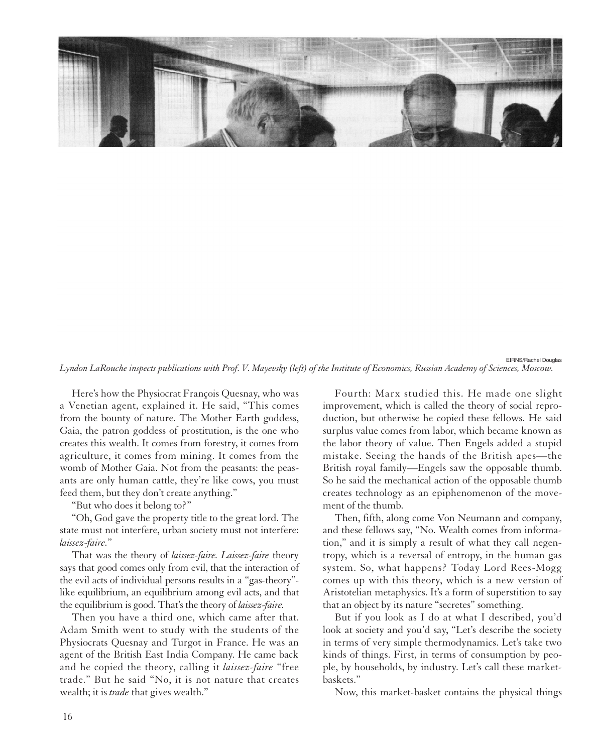EIRNS/Rachel Douglas

*Lyndon LaRouche inspects publications with Prof. V. Mayevsky (left) of the Institute of Economics, Russian Academy of Sciences, Moscow.*

Here's how the Physiocrat François Quesnay, who was a Venetian agent, explained it. He said, "This comes from the bounty of nature. The Mother Earth goddess, Gaia, the patron goddess of prostitution, is the one who creates this wealth. It comes from forestry, it comes from agriculture, it comes from mining. It comes from the womb of Mother Gaia. Not from the peasants: the peasants are only human cattle, they're like cows, you must feed them, but they don't create anything."

"But who does it belong to?"

"Oh, God gave the property title to the great lord. The state must not interfere, urban society must not interfere: *laissez-faire.*"

That was the theory of *laissez-faire. Laissez-faire* theory says that good comes only from evil, that the interaction of the evil acts of individual persons results in a "gas-theory"-like equilibrium, an equilibrium among evil acts, and that the equilibrium is good. That's the theory of *laissez-faire.*

Then you have a third one, which came after that. Adam Smith went to study with the students of the Physiocrats Quesnay and Turgot in France. He was an agent of the British East India Company. He came back and he copied the theory, calling it *laissez-faire* "free trade." But he said "No, it is not nature that creates wealth; it is *trade* that gives wealth."

Fourth: Marx studied this. He made one slight improvement, which is called the theory of social reproduction, but otherwise he copied these fellows. He said surplus value comes from labor, which became known as the labor theory of value. Then Engels added a stupid mistake. Seeing the hands of the British apes—the British royal family—Engels saw the opposable thumb. So he said the mechanical action of the opposable thumb creates technology as an epiphenomenon of the movement of the thumb.

Then, fifth, along come Von Neumann and company, and these fellows say, "No. Wealth comes from information," and it is simply a result of what they call negentropy, which is a reversal of entropy, in the human gas system. So, what happens? Today Lord Rees-Mogg comes up with this theory, which is a new version of Aristotelian metaphysics. It's a form of superstition to say that an object by its nature "secretes" something.

But if you look as I do at what I described, you'd look at society and you'd say, "Let's describe the society in terms of very simple thermodynamics. Let's take two kinds of things. First, in terms of consumption by people, by households, by industry. Let's call these market-baskets."

Now, this market-basket contains the physical things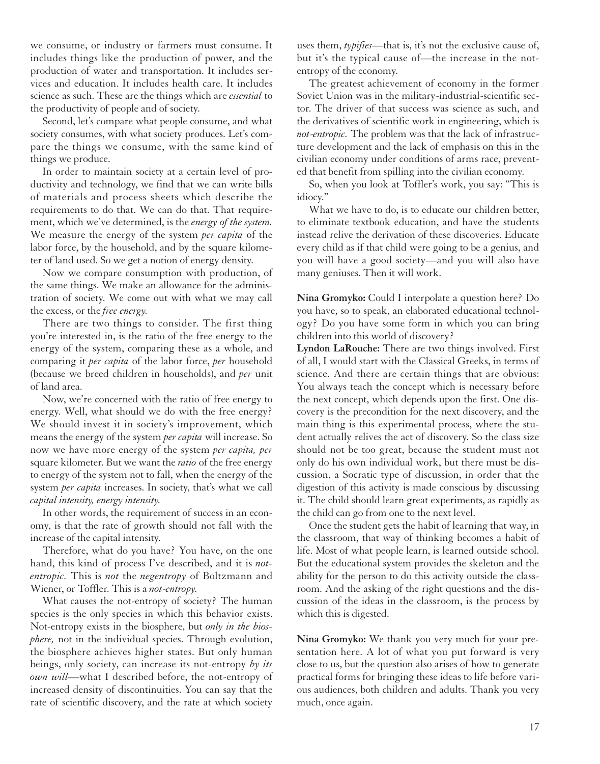we consume, or industry or farmers must consume. It includes things like the production of power, and the production of water and transportation. It includes services and education. It includes health care. It includes science as such. These are the things which are *essential* to the productivity of people and of society.

Second, let's compare what people consume, and what society consumes, with what society produces. Let's compare the things we consume, with the same kind of things we produce.

In order to maintain society at a certain level of productivity and technology, we find that we can write bills of materials and process sheets which describe the requirements to do that. We can do that. That requirement, which we've determined, is the *energy of the system.* We measure the energy of the system *per capita* of the labor force, by the household, and by the square kilometer of land used. So we get a notion of energy density.

Now we compare consumption with production, of the same things. We make an allowance for the administration of society. We come out with what we may call the excess, or the *free energy.*

There are two things to consider. The first thing you're interested in, is the ratio of the free energy to the energy of the system, comparing these as a whole, and comparing it *per capita* of the labor force, *per* household (because we breed children in households), and *per* unit of land area.

Now, we're concerned with the ratio of free energy to energy. Well, what should we do with the free energy? We should invest it in society's improvement, which means the energy of the system *per capita* will increase. So now we have more energy of the system *per capita, per* square kilometer. But we want the *ratio* of the free energy to energy of the system not to fall, when the energy of the system *per capita* increases. In society, that's what we call *capital intensity, energy intensity.*

In other words, the requirement of success in an economy, is that the rate of growth should not fall with the increase of the capital intensity.

Therefore, what do you have? You have, on the one hand, this kind of process I've described, and it is *not-entropic*. This is *not* the *negentropy* of Boltzmann and Wiener, or Toffler. This is a *not-entropy.*

What causes the not-entropy of society? The human species is the only species in which this behavior exists. Not-entropy exists in the biosphere, but *only in the biosphere,* not in the individual species. Through evolution, the biosphere achieves higher states. But only human beings, only society, can increase its not-entropy *by its own will*—what I described before, the not-entropy of increased density of discontinuities. You can say that the rate of scientific discovery, and the rate at which society uses them, *typifies*—that is, it's not the exclusive cause of, but it's the typical cause of—the increase in the not-entropy of the economy.

The greatest achievement of economy in the former Soviet Union was in the military-industrial-scientific sector. The driver of that success was science as such, and the derivatives of scientific work in engineering, which is *not-entropic.* The problem was that the lack of infrastructure development and the lack of emphasis on this in the civilian economy under conditions of arms race, prevented that benefit from spilling into the civilian economy.

So, when you look at Toffler's work, you say: "This is idiocy."

What we have to do, is to educate our children better, to eliminate textbook education, and have the students instead relive the derivation of these discoveries. Educate every child as if that child were going to be a genius, and you will have a good society—and you will also have many geniuses. Then it will work.

**Nina Gromyko:** Could I interpolate a question here? Do you have, so to speak, an elaborated educational technology? Do you have some form in which you can bring children into this world of discovery?

**Lyndon LaRouche:** There are two things involved. First of all, I would start with the Classical Greeks, in terms of science. And there are certain things that are obvious: You always teach the concept which is necessary before the next concept, which depends upon the first. One discovery is the precondition for the next discovery, and the main thing is this experimental process, where the student actually relives the act of discovery. So the class size should not be too great, because the student must not only do his own individual work, but there must be discussion, a Socratic type of discussion, in order that the digestion of this activity is made conscious by discussing it. The child should learn great experiments, as rapidly as the child can go from one to the next level.

Once the student gets the habit of learning that way, in the classroom, that way of thinking becomes a habit of life. Most of what people learn, is learned outside school. But the educational system provides the skeleton and the ability for the person to do this activity outside the classroom. And the asking of the right questions and the discussion of the ideas in the classroom, is the process by which this is digested.

**Nina Gromyko:** We thank you very much for your presentation here. A lot of what you put forward is very close to us, but the question also arises of how to generate practical forms for bringing these ideas to life before various audiences, both children and adults. Thank you very much, once again.